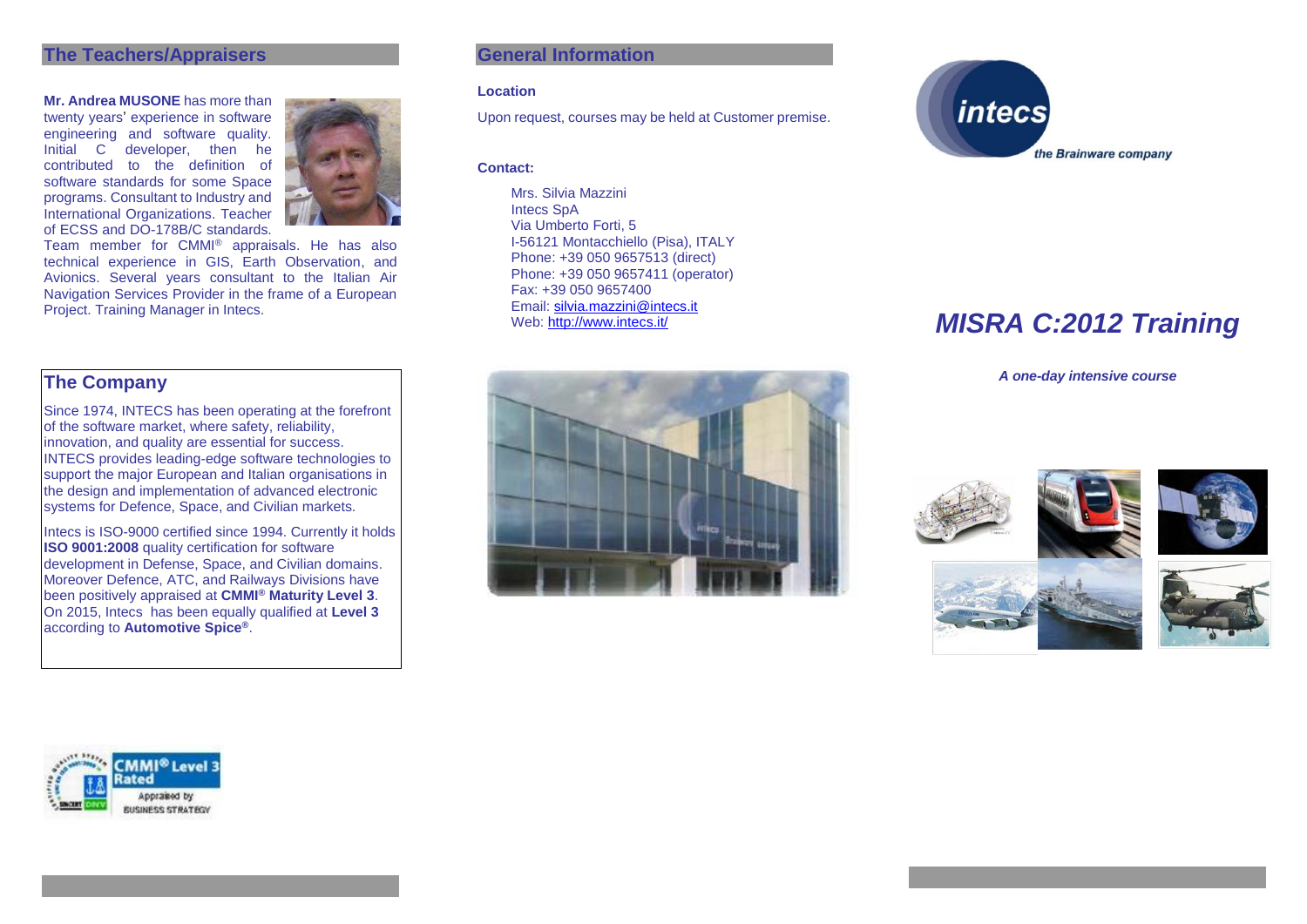## The Teachers/Appraisers

**Mr. Andrea MUSONE** has more than twenty years' experience in software engineering and software quality. Initial C developer, then he contributed to the definition of software standards for some Space programs. Consultant to Industry and International Organizations. Teacher of ECSS and DO-178B/C standards. Team member for CMMI® appraisals. He has also technical experience in GIS, Earth Observation, and Avionics. Several years consultant to the Italian Air Navigation Services Provider in the frame of a European Project. Training Manager in Intecs.

## The Company

Since 1974, INTECS has been operating at the forefront of the software market, where safety, reliability, innovation, and quality are essential for success. INTECS provides leading-edge software technologies to support the major European and Italian organisations in the design and implementation of advanced electronic systems for Defence, Space, and Civilian markets.

Intecs is ISO-9000 certified since 1994. Currently it holds **ISO 9001:2008** quality certification for software development in Defense, Space, and Civilian domains. Moreover Defence, ATC, and Railways Divisions have been positively appraised at **CMMI® Maturity Level 3**. On 2015, Intecs has been equally qualified at **Level 3** according to **Automotive Spice®**.

CMMI® Level 3 Rated
Appraised by BUSINESS STRATEGY

## General Information

**Location**

Upon request, courses may be held at Customer premise.

**Contact:**

Mrs. Silvia Mazzini
Intecs SpA
Via Umberto Forti, 5
I-56121 Montacchiello (Pisa), ITALY
Phone: +39 050 9657513 (direct)
Phone: +39 050 9657411 (operator)
Fax: +39 050 9657400
Email: silvia.mazzini@intecs.it
Web: http://www.intecs.it/

intecs
*the Brainware company*

# *MISRA C:2012 Training*

***A one-day intensive course***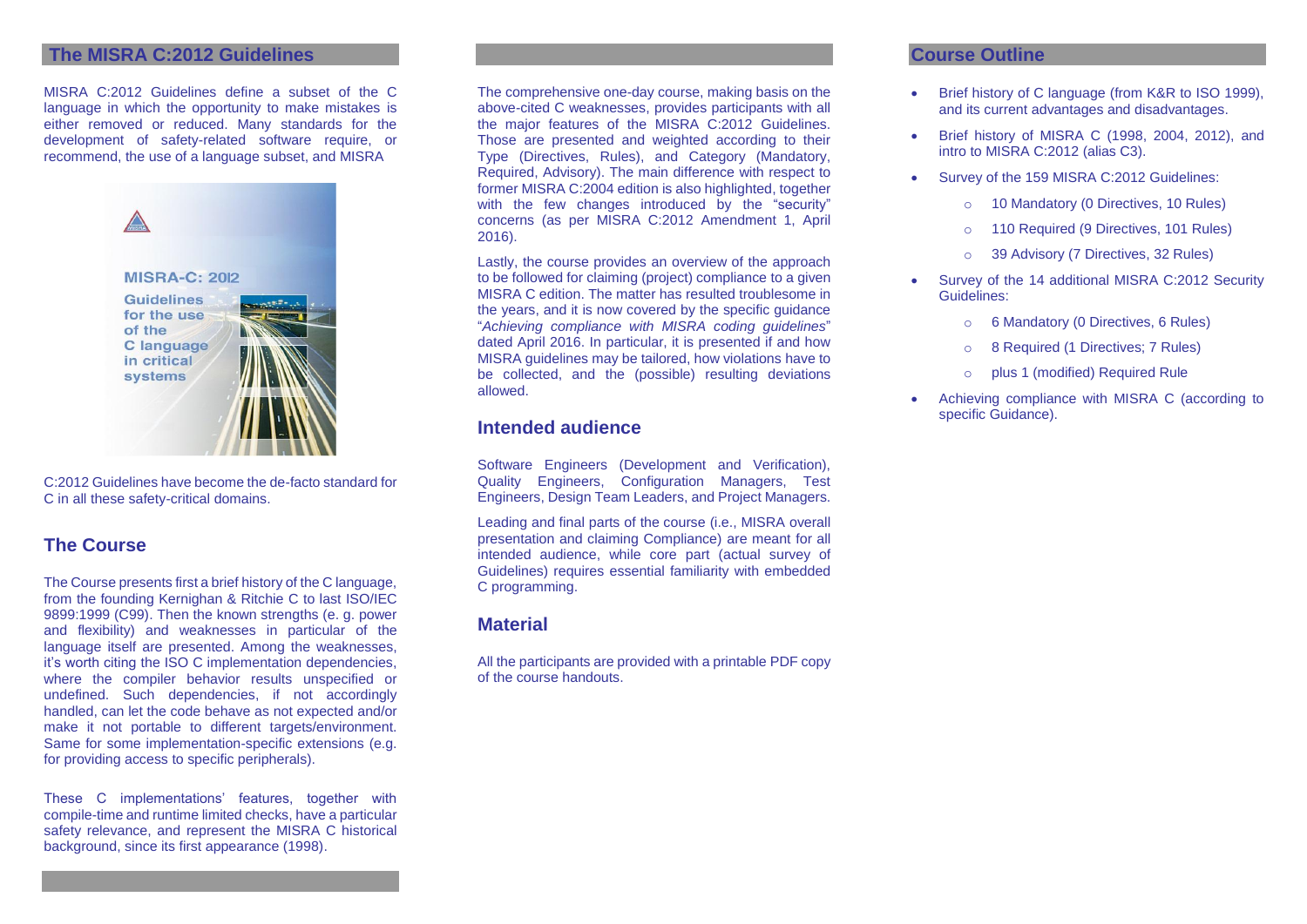## The MISRA C:2012 Guidelines

MISRA C:2012 Guidelines define a subset of the C language in which the opportunity to make mistakes is either removed or reduced. Many standards for the development of safety-related software require, or recommend, the use of a language subset, and MISRA

MISRA-C: 2012

Guidelines for the use of the C language in critical systems

C:2012 Guidelines have become the de-facto standard for C in all these safety-critical domains.

## The Course

The Course presents first a brief history of the C language, from the founding Kernighan & Ritchie C to last ISO/IEC 9899:1999 (C99). Then the known strengths (e. g. power and flexibility) and weaknesses in particular of the language itself are presented. Among the weaknesses, it's worth citing the ISO C implementation dependencies, where the compiler behavior results unspecified or undefined. Such dependencies, if not accordingly handled, can let the code behave as not expected and/or make it not portable to different targets/environment. Same for some implementation-specific extensions (e.g. for providing access to specific peripherals).

These C implementations' features, together with compile-time and runtime limited checks, have a particular safety relevance, and represent the MISRA C historical background, since its first appearance (1998).

The comprehensive one-day course, making basis on the above-cited C weaknesses, provides participants with all the major features of the MISRA C:2012 Guidelines. Those are presented and weighted according to their Type (Directives, Rules), and Category (Mandatory, Required, Advisory). The main difference with respect to former MISRA C:2004 edition is also highlighted, together with the few changes introduced by the "security" concerns (as per MISRA C:2012 Amendment 1, April 2016).

Lastly, the course provides an overview of the approach to be followed for claiming (project) compliance to a given MISRA C edition. The matter has resulted troublesome in the years, and it is now covered by the specific guidance "*Achieving compliance with MISRA coding guidelines*" dated April 2016. In particular, it is presented if and how MISRA guidelines may be tailored, how violations have to be collected, and the (possible) resulting deviations allowed.

## Intended audience

Software Engineers (Development and Verification), Quality Engineers, Configuration Managers, Test Engineers, Design Team Leaders, and Project Managers.

Leading and final parts of the course (i.e., MISRA overall presentation and claiming Compliance) are meant for all intended audience, while core part (actual survey of Guidelines) requires essential familiarity with embedded C programming.

## Material

All the participants are provided with a printable PDF copy of the course handouts.

## Course Outline

- Brief history of C language (from K&R to ISO 1999), and its current advantages and disadvantages.
- Brief history of MISRA C (1998, 2004, 2012), and intro to MISRA C:2012 (alias C3).
- Survey of the 159 MISRA C:2012 Guidelines:
  - 10 Mandatory (0 Directives, 10 Rules)
  - 110 Required (9 Directives, 101 Rules)
  - 39 Advisory (7 Directives, 32 Rules)
- Survey of the 14 additional MISRA C:2012 Security Guidelines:
  - 6 Mandatory (0 Directives, 6 Rules)
  - 8 Required (1 Directives; 7 Rules)
  - plus 1 (modified) Required Rule
- Achieving compliance with MISRA C (according to specific Guidance).